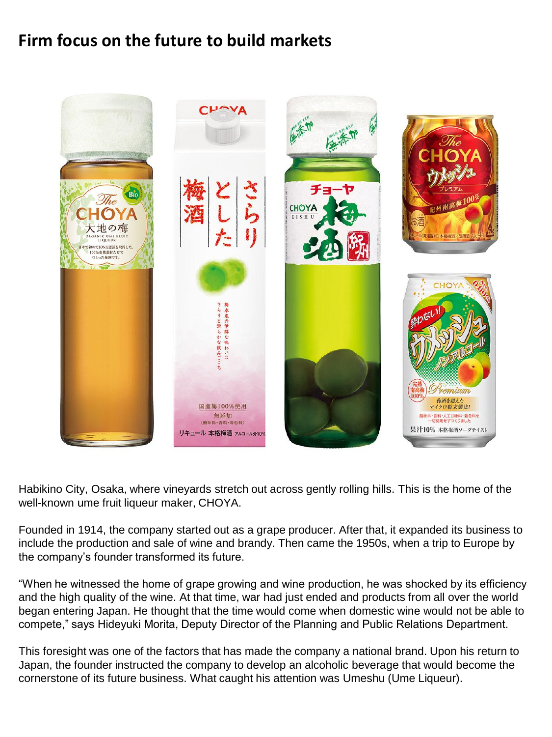# Firm focus on the future to build markets

Habikino City, Osaka, where vineyards stretch out across gently rolling hills. This is the home of the well-known ume fruit liqueur maker, CHOYA.

Founded in 1914, the company started out as a grape producer. After that, it expanded its business to include the production and sale of wine and brandy. Then came the 1950s, when a trip to Europe by the company's founder transformed its future.

"When he witnessed the home of grape growing and wine production, he was shocked by its efficiency and the high quality of the wine. At that time, war had just ended and products from all over the world began entering Japan. He thought that the time would come when domestic wine would not be able to compete," says Hideyuki Morita, Deputy Director of the Planning and Public Relations Department.

This foresight was one of the factors that has made the company a national brand. Upon his return to Japan, the founder instructed the company to develop an alcoholic beverage that would become the cornerstone of its future business. What caught his attention was Umeshu (Ume Liqueur).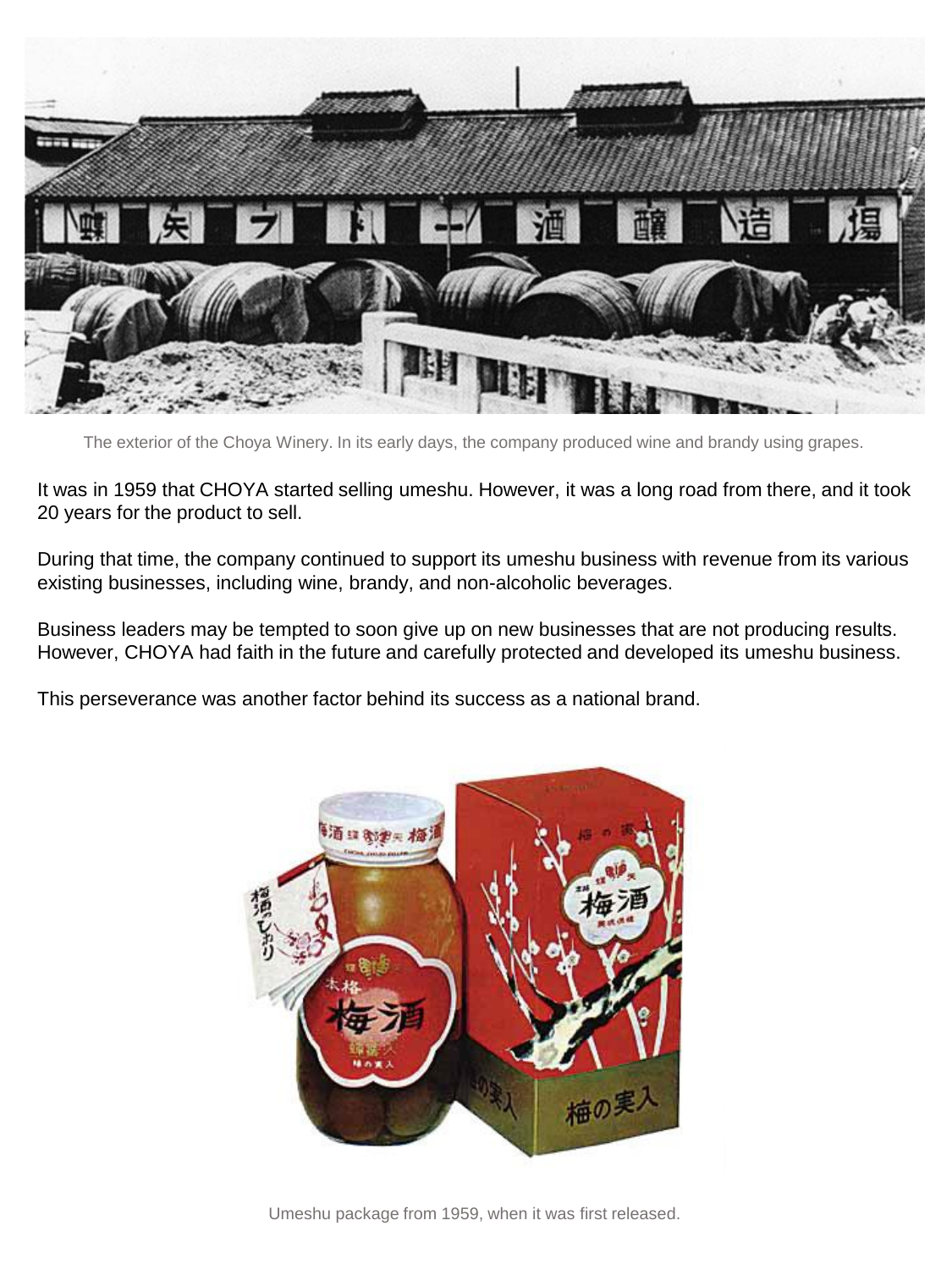The exterior of the Choya Winery. In its early days, the company produced wine and brandy using grapes.

It was in 1959 that CHOYA started selling umeshu. However, it was a long road from there, and it took 20 years for the product to sell.

During that time, the company continued to support its umeshu business with revenue from its various existing businesses, including wine, brandy, and non-alcoholic beverages.

Business leaders may be tempted to soon give up on new businesses that are not producing results. However, CHOYA had faith in the future and carefully protected and developed its umeshu business.

This perseverance was another factor behind its success as a national brand.

Umeshu package from 1959, when it was first released.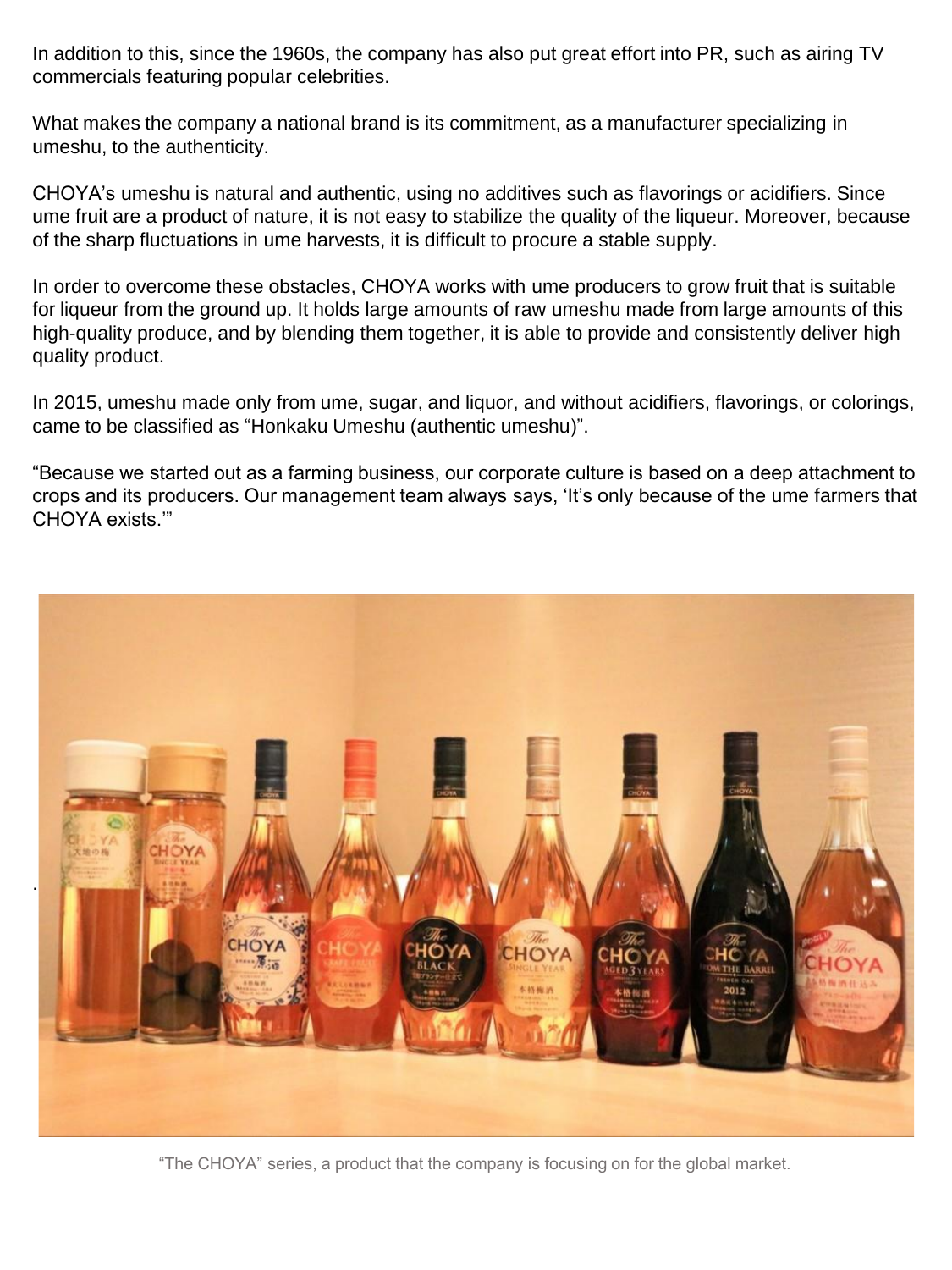In addition to this, since the 1960s, the company has also put great effort into PR, such as airing TV commercials featuring popular celebrities.

What makes the company a national brand is its commitment, as a manufacturer specializing in umeshu, to the authenticity.

CHOYA's umeshu is natural and authentic, using no additives such as flavorings or acidifiers. Since ume fruit are a product of nature, it is not easy to stabilize the quality of the liqueur. Moreover, because of the sharp fluctuations in ume harvests, it is difficult to procure a stable supply.

In order to overcome these obstacles, CHOYA works with ume producers to grow fruit that is suitable for liqueur from the ground up. It holds large amounts of raw umeshu made from large amounts of this high-quality produce, and by blending them together, it is able to provide and consistently deliver high quality product.

In 2015, umeshu made only from ume, sugar, and liquor, and without acidifiers, flavorings, or colorings, came to be classified as "Honkaku Umeshu (authentic umeshu)".

"Because we started out as a farming business, our corporate culture is based on a deep attachment to crops and its producers. Our management team always says, 'It's only because of the ume farmers that CHOYA exists.'"

"The CHOYA" series, a product that the company is focusing on for the global market.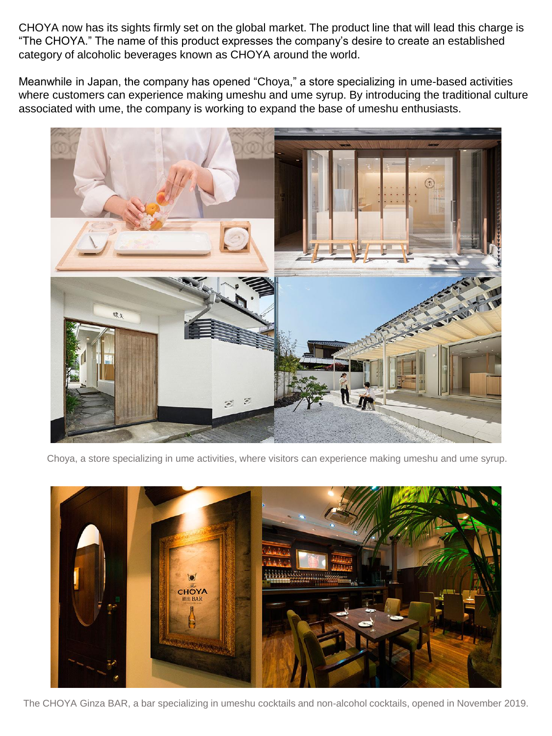CHOYA now has its sights firmly set on the global market. The product line that will lead this charge is "The CHOYA." The name of this product expresses the company's desire to create an established category of alcoholic beverages known as CHOYA around the world.

Meanwhile in Japan, the company has opened "Choya," a store specializing in ume-based activities where customers can experience making umeshu and ume syrup. By introducing the traditional culture associated with ume, the company is working to expand the base of umeshu enthusiasts.

Choya, a store specializing in ume activities, where visitors can experience making umeshu and ume syrup.

The CHOYA Ginza BAR, a bar specializing in umeshu cocktails and non-alcohol cocktails, opened in November 2019.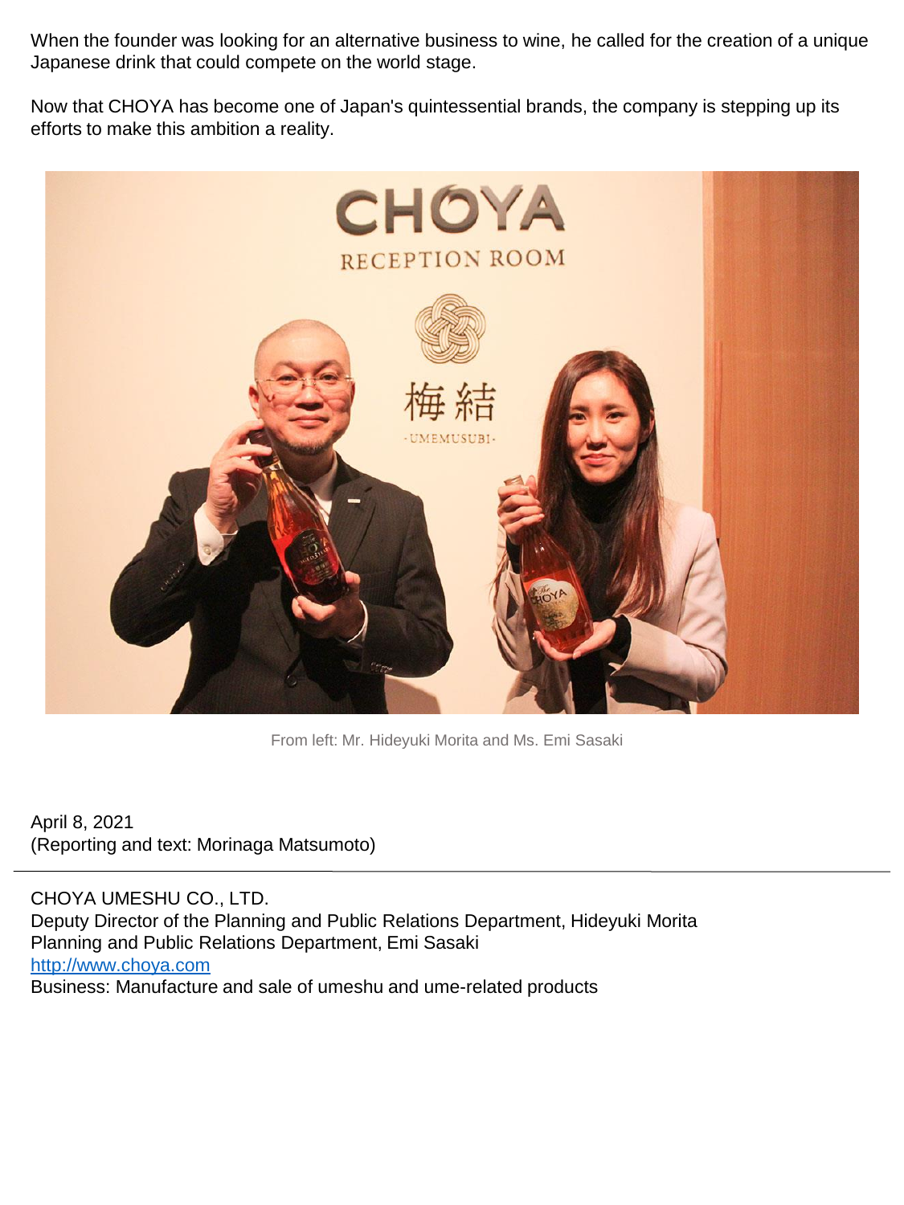When the founder was looking for an alternative business to wine, he called for the creation of a unique Japanese drink that could compete on the world stage.

Now that CHOYA has become one of Japan's quintessential brands, the company is stepping up its efforts to make this ambition a reality.

From left: Mr. Hideyuki Morita and Ms. Emi Sasaki

April 8, 2021
(Reporting and text: Morinaga Matsumoto)

---

CHOYA UMESHU CO., LTD.
Deputy Director of the Planning and Public Relations Department, Hideyuki Morita
Planning and Public Relations Department, Emi Sasaki
[http://www.choya.com](http://www.choya.com)
Business: Manufacture and sale of umeshu and ume-related products